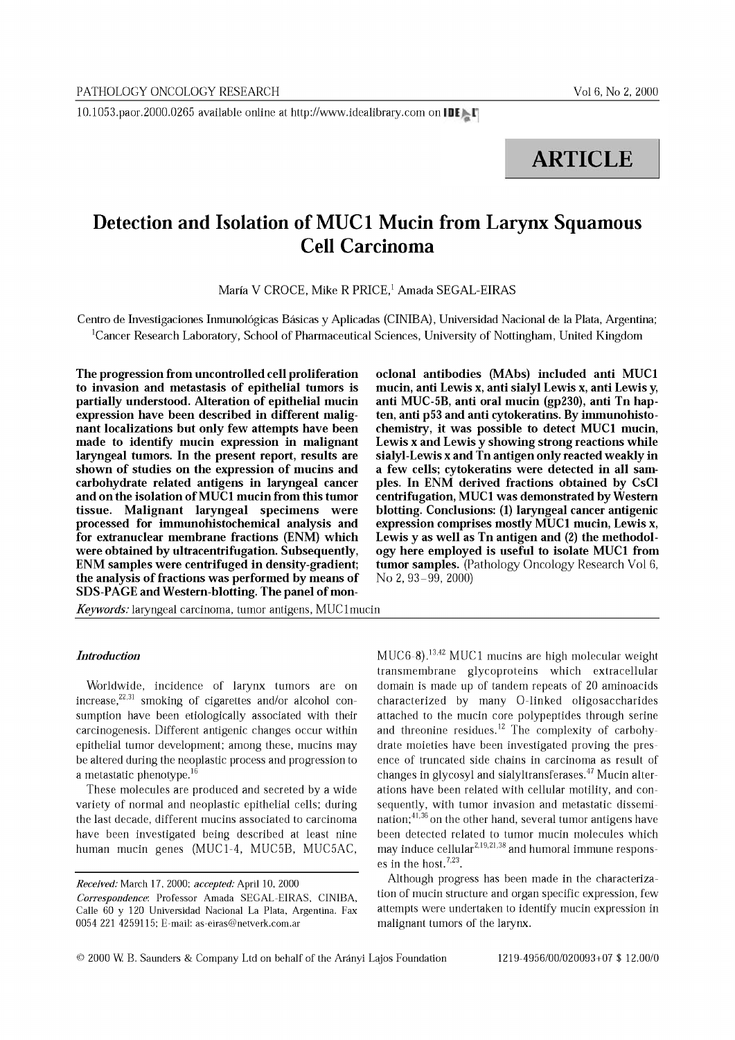ARTICLE

# Detection and Isolation of MUC1 Mucin from Larynx Squamous Cell Carcinoma

María V CROCE, Mike R PRICE,[1] Amada SEGAL-EIRAS

Centro de Investigaciones Inmunológicas Básicas y Aplicadas (CINIBA), Universidad Nacional de la Plata, Argentina; [1]Cancer Research Laboratory, School of Pharmaceutical Sciences, University of Nottingham, United Kingdom

**The progression from uncontrolled cell proliferation to invasion and metastasis of epithelial tumors is partially understood. Alteration of epithelial mucin expression have been described in different malignant localizations but only few attempts have been made to identify mucin expression in malignant laryngeal tumors. In the present report, results are shown of studies on the expression of mucins and carbohydrate related antigens in laryngeal cancer and on the isolation of MUC1 mucin from this tumor tissue. Malignant laryngeal specimens were processed for immunohistochemical analysis and for extranuclear membrane fractions (ENM) which were obtained by ultracentrifugation. Subsequently, ENM samples were centrifuged in density-gradient; the analysis of fractions was performed by means of SDS-PAGE and Western-blotting. The panel of monoclonal antibodies (MAbs) included anti MUC1 mucin, anti Lewis x, anti sialyl Lewis x, anti Lewis y, anti MUC-5B, anti oral mucin (gp230), anti Tn hapten, anti p53 and anti cytokeratins. By immunohistochemistry, it was possible to detect MUC1 mucin, Lewis x and Lewis y showing strong reactions while sialyl-Lewis x and Tn antigen only reacted weakly in a few cells; cytokeratins were detected in all samples. In ENM derived fractions obtained by CsCl centrifugation, MUC1 was demonstrated by Western blotting. Conclusions: (1) laryngeal cancer antigenic expression comprises mostly MUC1 mucin, Lewis x, Lewis y as well as Tn antigen and (2) the methodology here employed is useful to isolate MUC1 from tumor samples.** (Pathology Oncology Research Vol 6, No 2, 93–99, 2000)

*Keywords:* laryngeal carcinoma, tumor antigens, MUC1mucin

## *Introduction*

Worldwide, incidence of larynx tumors are on increase,[22,31] smoking of cigarettes and/or alcohol consumption have been etiologically associated with their carcinogenesis. Different antigenic changes occur within epithelial tumor development; among these, mucins may be altered during the neoplastic process and progression to a metastatic phenotype.[16]

These molecules are produced and secreted by a wide variety of normal and neoplastic epithelial cells; during the last decade, different mucins associated to carcinoma have been investigated being described at least nine human mucin genes (MUC1-4, MUC5B, MUC5AC, MUC6-8).[13,42] MUC1 mucins are high molecular weight transmembrane glycoproteins which extracellular domain is made up of tandem repeats of 20 aminoacids characterized by many O-linked oligosaccharides attached to the mucin core polypeptides through serine and threonine residues.[12] The complexity of carbohydrate moieties have been investigated proving the presence of truncated side chains in carcinoma as result of changes in glycosyl and sialyltransferases.[47] Mucin alterations have been related with cellular motility, and consequently, with tumor invasion and metastatic dissemination;[41,36] on the other hand, several tumor antigens have been detected related to tumor mucin molecules which may induce cellular[2,19,21,38] and humoral immune responses in the host.[7,23].

Although progress has been made in the characterization of mucin structure and organ specific expression, few attempts were undertaken to identify mucin expression in malignant tumors of the larynx.

*Received:* March 17, 2000; *accepted:* April 10, 2000

*Correspondence:* Professor Amada SEGAL-EIRAS, CINIBA, Calle 60 y 120 Universidad Nacional La Plata, Argentina. Fax 0054 221 4259115; E-mail: as-eiras@netverk.com.ar

© 2000 W. B. Saunders & Company Ltd on behalf of the Arányi Lajos Foundation

1219-4956/00/020093+07 $ 12.00/0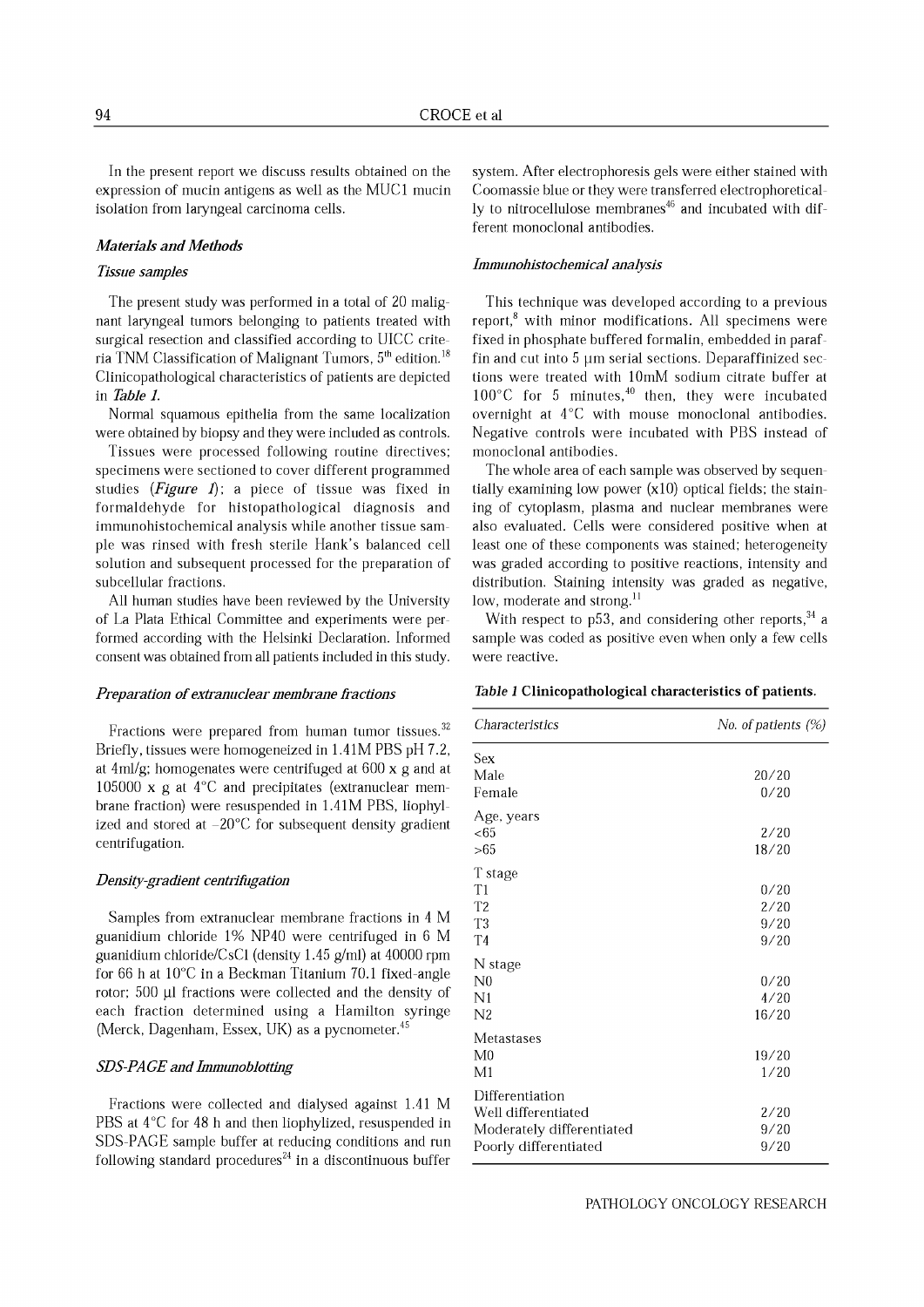In the present report we discuss results obtained on the expression of mucin antigens as well as the MUC1 mucin isolation from laryngeal carcinoma cells.

## Materials and Methods

### Tissue samples

The present study was performed in a total of 20 malignant laryngeal tumors belonging to patients treated with surgical resection and classified according to UICC criteria TNM Classification of Malignant Tumors, 5th edition.[18] Clinicopathological characteristics of patients are depicted in *Table 1*.

Normal squamous epithelia from the same localization were obtained by biopsy and they were included as controls.

Tissues were processed following routine directives; specimens were sectioned to cover different programmed studies (*Figure 1*); a piece of tissue was fixed in formaldehyde for histopathological diagnosis and immunohistochemical analysis while another tissue sample was rinsed with fresh sterile Hank's balanced cell solution and subsequent processed for the preparation of subcellular fractions.

All human studies have been reviewed by the University of La Plata Ethical Committee and experiments were performed according with the Helsinki Declaration. Informed consent was obtained from all patients included in this study.

### Preparation of extranuclear membrane fractions

Fractions were prepared from human tumor tissues.[32] Briefly, tissues were homogeneized in 1.41M PBS pH 7.2, at 4ml/g; homogenates were centrifuged at 600 x g and at 105000 x g at 4°C and precipitates (extranuclear membrane fraction) were resuspended in 1.41M PBS, liophylized and stored at –20°C for subsequent density gradient centrifugation.

### Density-gradient centrifugation

Samples from extranuclear membrane fractions in 4 M guanidium chloride 1% NP40 were centrifuged in 6 M guanidium chloride/CsCl (density 1.45 g/ml) at 40000 rpm for 66 h at 10°C in a Beckman Titanium 70.1 fixed-angle rotor; 500 µl fractions were collected and the density of each fraction determined using a Hamilton syringe (Merck, Dagenham, Essex, UK) as a pycnometer.[45]

### SDS-PAGE and Immunoblotting

Fractions were collected and dialysed against 1.41 M PBS at 4°C for 48 h and then liophylized, resuspended in SDS-PAGE sample buffer at reducing conditions and run following standard procedures[24] in a discontinuous buffer system. After electrophoresis gels were either stained with Coomassie blue or they were transferred electrophoretically to nitrocellulose membranes[46] and incubated with different monoclonal antibodies.

### Immunohistochemical analysis

This technique was developed according to a previous report,[8] with minor modifications. All specimens were fixed in phosphate buffered formalin, embedded in paraffin and cut into 5 µm serial sections. Deparaffinized sections were treated with 10mM sodium citrate buffer at 100°C for 5 minutes,[40] then, they were incubated overnight at 4°C with mouse monoclonal antibodies. Negative controls were incubated with PBS instead of monoclonal antibodies.

The whole area of each sample was observed by sequentially examining low power (x10) optical fields; the staining of cytoplasm, plasma and nuclear membranes were also evaluated. Cells were considered positive when at least one of these components was stained; heterogeneity was graded according to positive reactions, intensity and distribution. Staining intensity was graded as negative, low, moderate and strong.[11]

With respect to p53, and considering other reports,[34] a sample was coded as positive even when only a few cells were reactive.

**Table 1 Clinicopathological characteristics of patients.**

| *Characteristics* | *No. of patients (%)* |
|---|---|
| Sex | |
| Male | 20/20 |
| Female | 0/20 |
| Age, years | |
| <65 | 2/20 |
| >65 | 18/20 |
| T stage | |
| T1 | 0/20 |
| T2 | 2/20 |
| T3 | 9/20 |
| T4 | 9/20 |
| N stage | |
| N0 | 0/20 |
| N1 | 4/20 |
| N2 | 16/20 |
| Metastases | |
| M0 | 19/20 |
| M1 | 1/20 |
| Differentiation | |
| Well differentiated | 2/20 |
| Moderately differentiated | 9/20 |
| Poorly differentiated | 9/20 |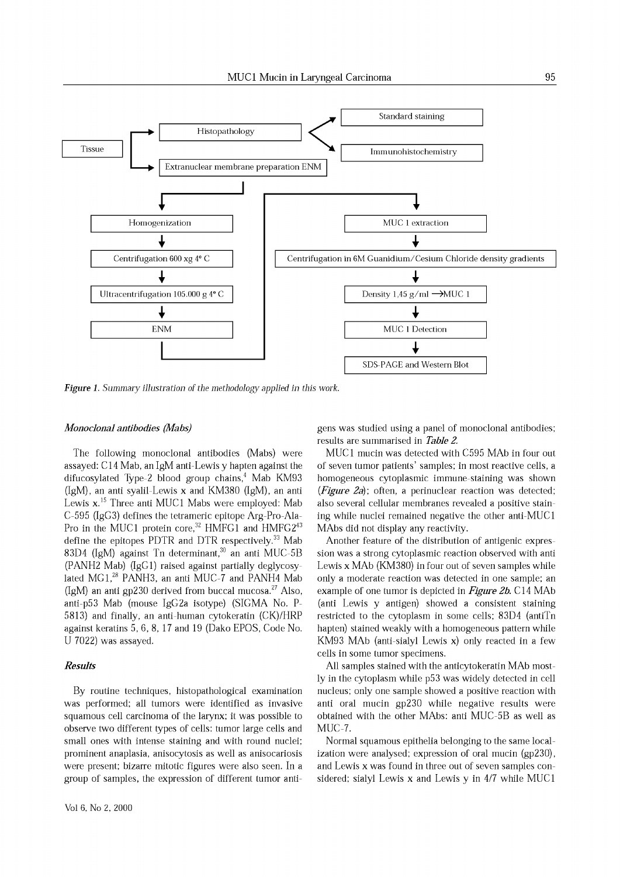- Tissue
  - Histopathology
    - Standard staining
    - Immunohistochemistry
  - Extranuclear membrane preparation ENM
    - Homogenization → Centrifugation 600 xg 4° C → Ultracentrifugation 105.000 g 4° C → ENM
    - MUC 1 extraction → Centrifugation in 6M Guanidium/Cesium Chloride density gradients → Density 1,45 g/ml →MUC 1 → MUC 1 Detection → SDS-PAGE and Western Blot

***Figure 1****. Summary illustration of the methodology applied in this work.*

### *Monoclonal antibodies (Mabs)*

The following monoclonal antibodies (Mabs) were assayed: C14 Mab, an IgM anti-Lewis y hapten against the difucosylated Type-2 blood group chains,[4] Mab KM93 (IgM), an anti syalil-Lewis x and KM380 (IgM), an anti Lewis x.[15] Three anti MUC1 Mabs were employed: Mab C-595 (IgG3) defines the tetrameric epitope Arg-Pro-Ala-Pro in the MUC1 protein core,[32] HMFG1 and HMFG2[43] define the epitopes PDTR and DTR respectively.[33] Mab 83D4 (IgM) against Tn determinant,[30] an anti MUC-5B (PANH2 Mab) (IgG1) raised against partially deglycosylated MG1,[28] PANH3, an anti MUC-7 and PANH4 Mab (IgM) an anti gp230 derived from buccal mucosa.[27] Also, anti-p53 Mab (mouse IgG2a isotype) (SIGMA No. P-5813) and finally, an anti-human cytokeratin (CK)/HRP against keratins 5, 6, 8, 17 and 19 (Dako EPOS, Code No. U 7022) was assayed.

### *Results*

By routine techniques, histopathological examination was performed; all tumors were identified as invasive squamous cell carcinoma of the larynx; it was possible to observe two different types of cells: tumor large cells and small ones with intense staining and with round nuclei; prominent anaplasia, anisocytosis as well as anisocariosis were present; bizarre mitotic figures were also seen. In a group of samples, the expression of different tumor antigens was studied using a panel of monoclonal antibodies; results are summarised in ***Table 2***.

MUC1 mucin was detected with C595 MAb in four out of seven tumor patients' samples; in most reactive cells, a homogeneous cytoplasmic immune-staining was shown (***Figure 2a***); often, a perinuclear reaction was detected; also several cellular membranes revealed a positive staining while nuclei remained negative the other anti-MUC1 MAbs did not display any reactivity.

Another feature of the distribution of antigenic expression was a strong cytoplasmic reaction observed with anti Lewis x MAb (KM380) in four out of seven samples while only a moderate reaction was detected in one sample; an example of one tumor is depicted in ***Figure 2b***. C14 MAb (anti Lewis y antigen) showed a consistent staining restricted to the cytoplasm in some cells; 83D4 (antiTn hapten) stained weakly with a homogeneous pattern while KM93 MAb (anti-sialyl Lewis x) only reacted in a few cells in some tumor specimens.

All samples stained with the anticytokeratin MAb mostly in the cytoplasm while p53 was widely detected in cell nucleus; only one sample showed a positive reaction with anti oral mucin gp230 while negative results were obtained with the other MAbs: anti MUC-5B as well as MUC-7.

Normal squamous epithelia belonging to the same localization were analysed; expression of oral mucin (gp230), and Lewis x was found in three out of seven samples considered; sialyl Lewis x and Lewis y in 4/7 while MUC1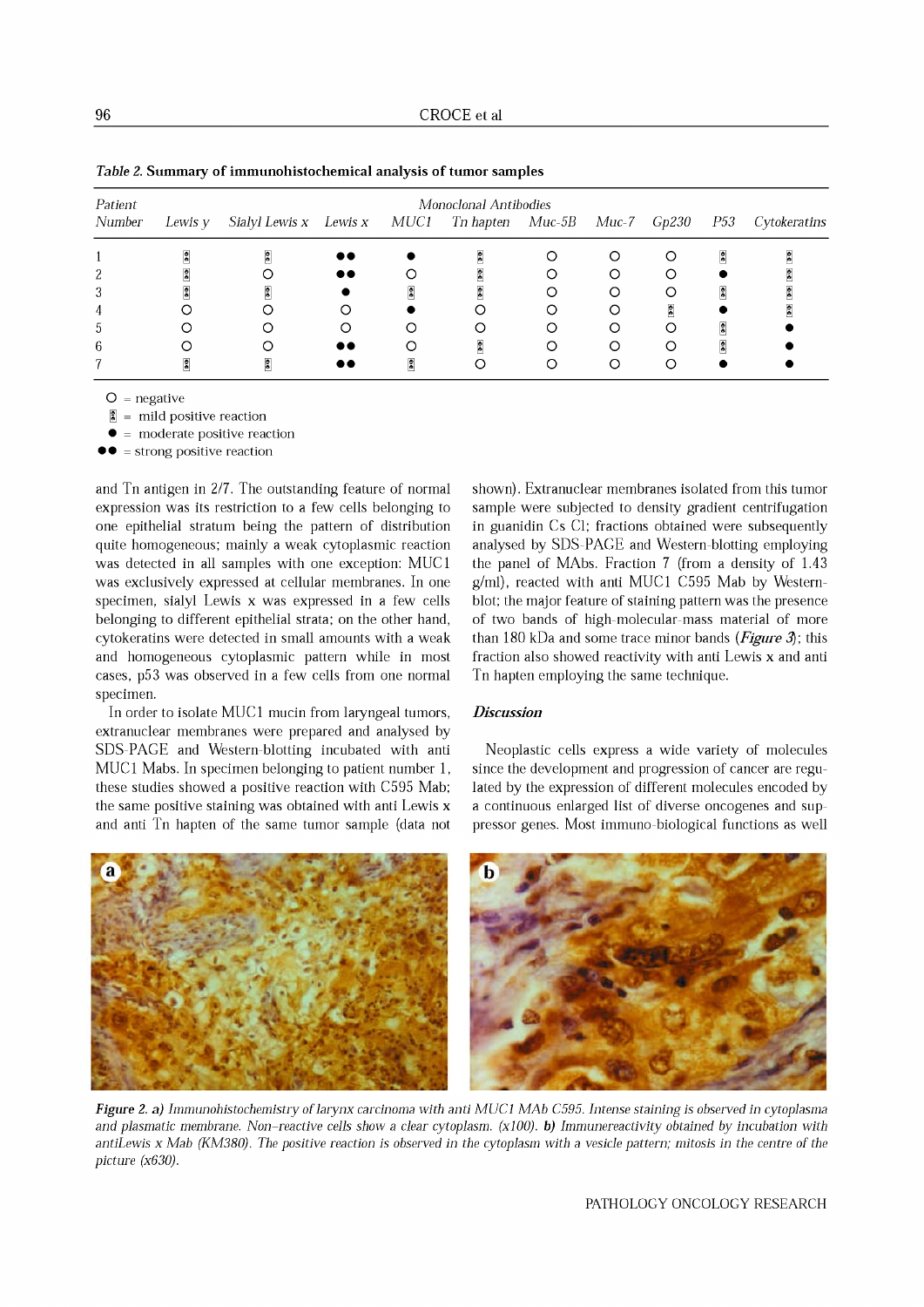*Table 2.* **Summary of immunohistochemical analysis of tumor samples**

| *Patient Number* | *Monoclonal Antibodies* | | | | | | | | | |
|---|---|---|---|---|---|---|---|---|---|---|
| | *Lewis y* | *Sialyl Lewis x* | *Lewis x* | *MUC1* | *Tn hapten* | *Muc-5B* | *Muc-7* | *Gp230* | *P53* | *Cytokeratins* |
| 1 | ◐ | ◐ | ●● | ● | ◐ | ○ | ○ | ○ | ◐ | ◐ |
| 2 | ◐ | ○ | ●● | ○ | ◐ | ○ | ○ | ○ | ● | ◐ |
| 3 | ◐ | ◐ | ● | ◐ | ◐ | ○ | ○ | ○ | ◐ | ◐ |
| 4 | ○ | ○ | ○ | ● | ○ | ○ | ○ | ◐ | ● | ◐ |
| 5 | ○ | ○ | ○ | ○ | ○ | ○ | ○ | ○ | ◐ | ● |
| 6 | ○ | ○ | ●● | ○ | ◐ | ○ | ○ | ○ | ◐ | ● |
| 7 | ◐ | ◐ | ●● | ◐ | ○ | ○ | ○ | ○ | ● | ● |

○ = negative
◐ = mild positive reaction
● = moderate positive reaction
●● = strong positive reaction

and Tn antigen in 2/7. The outstanding feature of normal expression was its restriction to a few cells belonging to one epithelial stratum being the pattern of distribution quite homogeneous; mainly a weak cytoplasmic reaction was detected in all samples with one exception: MUC1 was exclusively expressed at cellular membranes. In one specimen, sialyl Lewis x was expressed in a few cells belonging to different epithelial strata; on the other hand, cytokeratins were detected in small amounts with a weak and homogeneous cytoplasmic pattern while in most cases, p53 was observed in a few cells from one normal specimen.

In order to isolate MUC1 mucin from laryngeal tumors, extranuclear membranes were prepared and analysed by SDS-PAGE and Western-blotting incubated with anti MUC1 Mabs. In specimen belonging to patient number 1, these studies showed a positive reaction with C595 Mab; the same positive staining was obtained with anti Lewis x and anti Tn hapten of the same tumor sample (data not shown). Extranuclear membranes isolated from this tumor sample were subjected to density gradient centrifugation in guanidin Cs Cl; fractions obtained were subsequently analysed by SDS-PAGE and Western-blotting employing the panel of MAbs. Fraction 7 (from a density of 1.43 g/ml), reacted with anti MUC1 C595 Mab by Western-blot; the major feature of staining pattern was the presence of two bands of high-molecular-mass material of more than 180 kDa and some trace minor bands (***Figure 3***); this fraction also showed reactivity with anti Lewis x and anti Tn hapten employing the same technique.

## *Discussion*

Neoplastic cells express a wide variety of molecules since the development and progression of cancer are regulated by the expression of different molecules encoded by a continuous enlarged list of diverse oncogenes and suppressor genes. Most immuno-biological functions as well

***Figure 2. a)*** *Immunohistochemistry of larynx carcinoma with anti MUC1 MAb C595. Intense staining is observed in cytoplasma and plasmatic membrane. Non–reactive cells show a clear cytoplasm. (x100).* ***b)*** *Immunereactivity obtained by incubation with antiLewis x Mab (KM380). The positive reaction is observed in the cytoplasm with a vesicle pattern; mitosis in the centre of the picture (x630).*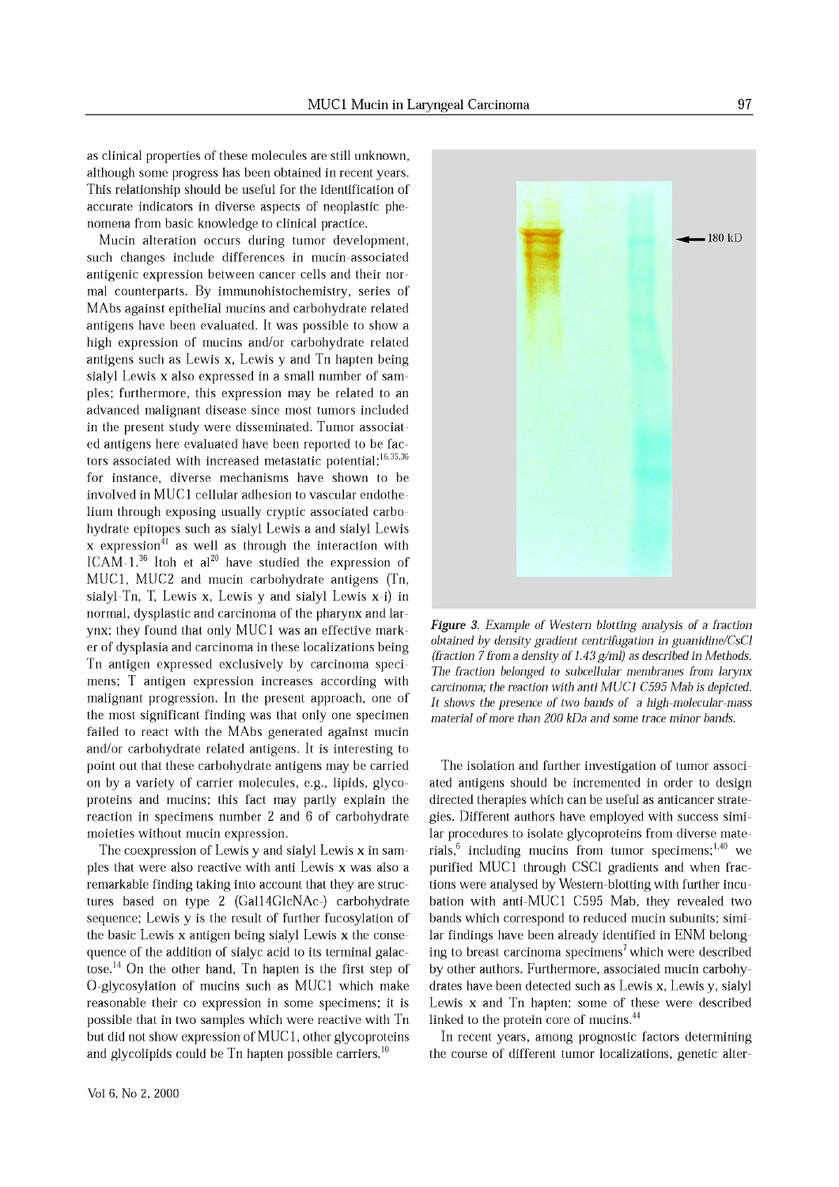as clinical properties of these molecules are still unknown, although some progress has been obtained in recent years. This relationship should be useful for the identification of accurate indicators in diverse aspects of neoplastic phenomena from basic knowledge to clinical practice.

Mucin alteration occurs during tumor development, such changes include differences in mucin-associated antigenic expression between cancer cells and their normal counterparts. By immunohistochemistry, series of MAbs against epithelial mucins and carbohydrate related antigens have been evaluated. It was possible to show a high expression of mucins and/or carbohydrate related antigens such as Lewis x, Lewis y and Tn hapten being sialyl Lewis x also expressed in a small number of samples; furthermore, this expression may be related to an advanced malignant disease since most tumors included in the present study were disseminated. Tumor associated antigens here evaluated have been reported to be factors associated with increased metastatic potential;[16,35,36] for instance, diverse mechanisms have shown to be involved in MUC1 cellular adhesion to vascular endothelium through exposing usually cryptic associated carbohydrate epitopes such as sialyl Lewis a and sialyl Lewis x expression[41] as well as through the interaction with ICAM-1.[36] Itoh et al[20] have studied the expression of MUC1, MUC2 and mucin carbohydrate antigens (Tn, sialyl-Tn, T, Lewis x, Lewis y and sialyl Lewis x-i) in normal, dysplastic and carcinoma of the pharynx and larynx; they found that only MUC1 was an effective marker of dysplasia and carcinoma in these localizations being Tn antigen expressed exclusively by carcinoma specimens; T antigen expression increases according with malignant progression. In the present approach, one of the most significant finding was that only one specimen failed to react with the MAbs generated against mucin and/or carbohydrate related antigens. It is interesting to point out that these carbohydrate antigens may be carried on by a variety of carrier molecules, e.g., lipids, glycoproteins and mucins; this fact may partly explain the reaction in specimens number 2 and 6 of carbohydrate moieties without mucin expression.

The coexpression of Lewis y and sialyl Lewis x in samples that were also reactive with anti Lewis x was also a remarkable finding taking into account that they are structures based on type 2 (Gal14GlcNAc-) carbohydrate sequence; Lewis y is the result of further fucosylation of the basic Lewis x antigen being sialyl Lewis x the consequence of the addition of sialyc acid to its terminal galactose.[14] On the other hand, Tn hapten is the first step of O-glycosylation of mucins such as MUC1 which make reasonable their co expression in some specimens; it is possible that in two samples which were reactive with Tn but did not show expression of MUC1, other glycoproteins and glycolipids could be Tn hapten possible carriers.[10]

*Figure 3. Example of Western blotting analysis of a fraction obtained by density gradient centrifugation in guanidine/CsCl (fraction 7 from a density of 1.43 g/ml) as described in Methods. The fraction belonged to subcellular membranes from larynx carcinoma; the reaction with anti MUC1 C595 Mab is depicted. It shows the presence of two bands of a high-molecular-mass material of more than 200 kDa and some trace minor bands.*

The isolation and further investigation of tumor associated antigens should be incremented in order to design directed therapies which can be useful as anticancer strategies. Different authors have employed with success similar procedures to isolate glycoproteins from diverse materials,[6] including mucins from tumor specimens;[1,40] we purified MUC1 through CSCl gradients and when fractions were analysed by Western-blotting with further incubation with anti-MUC1 C595 Mab, they revealed two bands which correspond to reduced mucin subunits; similar findings have been already identified in ENM belonging to breast carcinoma specimens[7] which were described by other authors. Furthermore, associated mucin carbohydrates have been detected such as Lewis x, Lewis y, sialyl Lewis x and Tn hapten; some of these were described linked to the protein core of mucins.[44]

In recent years, among prognostic factors determining the course of different tumor localizations, genetic alter-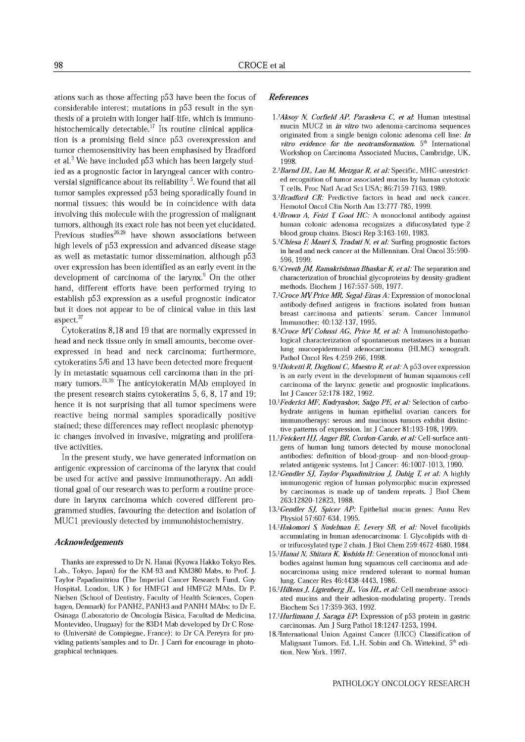ations such as those affecting p53 have been the focus of considerable interest; mutations in p53 result in the synthesis of a protein with longer half-life, which is immunohistochemically detectable.[17] Its routine clinical application is a promising field since p53 overexpression and tumor chemosensitivity has been emphasised by Bradford et al.[3] We have included p53 which has been largely studied as a prognostic factor in laryngeal cancer with controversial significance about its reliability [5]. We found that all tumor samples expressed p53 being sporadically found in normal tissues; this would be in coincidence with data involving this molecule with the progression of malignant tumors, although its exact role has not been yet elucidated. Previous studies[26,29] have shown associations between high levels of p53 expression and advanced disease stage as well as metastatic tumor dissemination, although p53 over expression has been identified as an early event in the development of carcinoma of the larynx.[9] On the other hand, different efforts have been performed trying to establish p53 expression as a useful prognostic indicator but it does not appear to be of clinical value in this last aspect.[37]

Cytokeratins 8,18 and 19 that are normally expressed in head and neck tissue only in small amounts, become overexpressed in head and neck carcinoma; furthermore, cytokeratins 5/6 and 13 have been detected more frequently in metastatic squamous cell carcinoma than in the primary tumors.[25,39] The anticytokeratin MAb employed in the present research stains cytokeratins 5, 6, 8, 17 and 19; hence it is not surprising that all tumor specimens were reactive being normal samples sporadically positive stained; these differences may reflect neoplasic phenotypic changes involved in invasive, migrating and proliferative activities.

In the present study, we have generated information on antigenic expression of carcinoma of the larynx that could be used for active and passive immunotherapy. An additional goal of our research was to perform a routine procedure in larynx carcinoma which covered different programmed studies, favouring the detection and isolation of MUC1 previously detected by immunohistochemistry.

## Acknowledgements

Thanks are expressed to Dr N. Hanai (Kyowa Hakko Tokyo Res. Lab., Tokyo, Japan) for the KM-93 and KM380 Mabs, to Prof. J. Taylor-Papadimitriou (The Imperial Cancer Research Fund, Guy Hospital, London, UK ) for HMFG1 and HMFG2 MAbs, Dr P. Nielsen (School of Dentistry, Faculty of Health Sciences, Copenhagen, Denmark) for PANH2, PANH3 and PANH4 MAbs; to Dr E. Osinaga (Laboratorio de Oncología Básica, Facultad de Medicina, Montevideo, Uruguay) for the 83D4 Mab developed by Dr C Roseto (Université de Compiegne, France); to Dr CA Pereyra for providing patients'samples and to Dr. J Carri for encourage in photographical techniques.

## References

1. *Aksoy N, Corfield AP, Paraskeva C, et al:* Human intestinal mucin MUC2 in *in vitro* two adenoma-carcinoma sequences originated from a single benign colonic adenoma cell line: *In vitro evidence for the neotransformation.* 5th International Workshop on Carcinoma Associated Mucins, Cambridge, UK, 1998.
2. *Barnd DL, Lan M, Metzgar R, et al:* Specific, MHC-unrestricted recognition of tumor associated mucins by human cytotoxic T cells. Proc Natl Acad Sci USA; 86:7159-7163, 1989.
3. *Bradford CR:* Predictive factors in head and neck cancer. Hemotol Oncol Clin North Am 13:777-785, 1999.
4. *Brown A, Feizi T, Gooi HC:* A monoclonal antibody against human colonic adenoma recognizes a difucosylated type-2 blood group chains. Biosci Rep 3:163-169, 1983.
5. *Chiesa F, Mauri S, Tradati N, et al:* Surfing prognostic factors in head and neck cancer at the Millennium. Oral Oncol 35:590-596, 1999.
6. *Creeth JM, Ramakrishnan Bhaskar K, et al:* The separation and characterization of bronchial glycoproteins by density-gradient methods. Biochem J 167:557-569, 1977.
7. *Croce MV, Price MR, Segal-Eiras A:* Expression of monoclonal antibody-defined antigens in fractions isolated from human breast carcinoma and patients' serum. Cancer Immunol Immunother; 40:132-137, 1995.
8. *Croce MV, Colussi AG, Price M, et al:* A Immunohistopathological characterization of spontaneous metastases in a human lung mucoepidermoid adenocarcinoma (HLMC) xenograft. Pathol Oncol Res 4:259-266, 1998.
9. *Dolcetti R, Doglioni C, Maestro R, et al:* A p53 over expression is an early event in the development of human squamous-cell carcinoma of the larynx: genetic and prognostic implications. Int J Cancer 52:178-182, 1992.
10. *Federici MF, Kudryashov, Saigo PE, et al:* Selection of carbohydrate antigens in human epithelial ovarian cancers for immunotherapy: serous and mucinous tumors exhibit distinctive patterns of expression. Int J Cancer 81:193-198, 1999.
11. *Feickert HJ, Anger BR, Cordon-Cardo, et al:* Cell-surface antigens of human lung tumors detected by mouse monoclonal antibodies: definition of blood-group- and non-blood-group-related antigenic systems. Int J Cancer: 46:1007-1013, 1990.
12. *Gendler SJ, Taylor-Papadimitriou J, Duhig T, et al:* A highly immunogenic region of human polymorphic mucin expressed by carcinomas is made up of tandem repeats. J Biol Chem 263:12820-12823, 1988.
13. *Gendler SJ, Spicer AP:* Epithelial mucin genes: Annu Rev Physiol 57:607-634, 1995.
14. *Hakomori S, Nudelman E, Levery SB, et al:* Novel fucolipids accumulating in human adenocarcinoma: I. Glycolipids with di- or trifucosylated type 2 chain. J Biol Chem 259:4672-4680, 1984.
15. *Hanai N, Shitara K, Yoshida H:* Generation of monoclonal antibodies against human lung squamous cell carcinoma and adenocarcinoma using mice rendered tolerant to normal human lung. Cancer Res 46:4438-4443, 1986.
16. *Hilkens J, Ligtenberg JL, Vos HL, et al:* Cell membrane-associated mucins and their adhesion-modulating property. Trends Biochem Sci 17:359-363, 1992.
17. *Hurlimann J, Saraga EP:* Expression of p53 protein in gastric carcinomas. Am J Surg Pathol 18:1247-1253, 1994.
18. International Union Against Cancer (UICC) Classification of Malignant Tumors. Ed. L.H. Sobin and Ch. Wittekind, 5th edition, New York, 1997.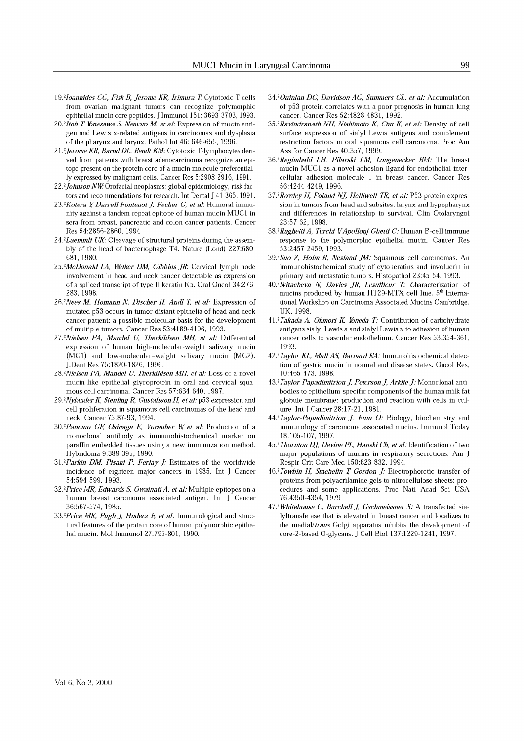19. *Ioannides CG, Fisk B, Jerome KR, Irimura T:* Cytotoxic T cells from ovarian malignant tumors can recognize polymorphic epithelial mucin core peptides. J Immunol 151: 3693-3703, 1993.
20. *Itoh T, Yonezawa S, Nemoto M, et al:* Expression of mucin antigen and Lewis x-related antigens in carcinomas and dysplasia of the pharynx and larynx. Pathol Int 46: 646-655, 1996.
21. *Jerome KR, Barnd DL, Bendt KM:* Cytotoxic T-lymphocytes derived from patients with breast adenocarcinoma recognize an epitope present on the protein core of a mucin molecule preferentially expressed by malignant cells. Cancer Res 5:2908-2916, 1991.
22. *Johnson NW:* Orofacial neoplasms: global epidemiology, risk factors and recommendations for research. Int Dental J 41:365, 1991.
23. *Kotera Y, Darrell Fontenot J, Pecher G, et al:* Humoral immunity against a tandem repeat epitope of human mucin MUC1 in sera from breast, pancreatic and colon cancer patients. Cancer Res 54:2856-2860, 1994.
24. *Laemmli UK:* Cleavage of structural proteins during the assembly of the head of bacteriophage T4. Nature (Lond) 227:680-681, 1980.
25. *McDonald LA, Walker DM, Gibbins JR:* Cervical lymph node involvement in head and neck cancer detectable as expression of a spliced transcript of type II keratin K5. Oral Oncol 34:276-283, 1998.
26. *Nees M, Homann N, Discher H, Andl T, et al:* Expression of mutated p53 occurs in tumor-distant epithelia of head and neck cancer patient: a possible molecular basis for the development of multiple tumors. Cancer Res 53:4189-4196, 1993.
27. *Nielsen PA, Mandel U, Therkildsen MH, et al:* Differential expression of human high-molecular-weight salivary mucin (MG1) and low-molecular-weight salivary mucin (MG2). J.Dent Res 75:1820-1826, 1996.
28. *Nielsen PA, Mandel U, Therkildsen MH, et al:* Loss of a novel mucin-like epithelial glycoprotein in oral and cervical squamous cell carcinoma. Cancer Res 57:634-640, 1997.
29. *Nylander K, Stenling R, Gustafsson H, et al:* p53 expression and cell proliferation in squamous cell carcinomas of the head and neck. Cancer 75:87-93, 1994.
30. *Pancino GF, Osinaga E, Vorauher W, et al:* Production of a monoclonal antibody as immunohistochemical marker on paraffin embedded tissues using a new immunization method. Hybridoma 9:389-395, 1990.
31. *Parkin DM, Pisani P, Ferlay J:* Estimates of the worldwide incidence of eighteen major cancers in 1985. Int J Cancer 54:594-599, 1993.
32. *Price MR, Edwards S, Owainati A, et al:* Multiple epitopes on a human breast carcinoma associated antigen. Int J Cancer 36:567-574, 1985.
33. *Price MR, Pugh J, Hudecz F, et al:* Immunological and structural features of the protein core of human polymorphic epithelial mucin. Mol Immunol 27:795-801, 1990.
34. *Quinlan DC, Davidson AG, Summers CL, et al:* Accumulation of p53 protein correlates with a poor prognosis in human lung cancer. Cancer Res 52:4828-4831, 1992.
35. *Ravindranath NH, Nishimoto K, Chu K, et al:* Density of cell surface expression of sialyl Lewis antigens and complement restriction factors in oral squamous cell carcinoma. Proc Am Ass for Cancer Res 40:357, 1999.
36. *Regimbald LH, Pilarski LM, Longenecker BM:* The breast mucin MUC1 as a novel adhesion ligand for endothelial intercellular adhesion molecule 1 in breast cancer. Cancer Res 56:4244-4249, 1996.
37. *Rowley H, Poland NJ, Helliwell TR, et al:* P53 protein expression in tumors from head and subsites, larynx and hypopharynx and differences in relationship to survival. Clin Otolaryngol 23:57-62, 1998.
38. *Rughetti A, Turchi V Apollonj Ghetti C:* Human B-cell immune response to the polymorphic epithelial mucin. Cancer Res 53:2457-2459, 1993.
39. *Suo Z, Holm R, Nesland JM:* Squamous cell carcinomas. An immunohistochemical study of cytokeratins and involucrin in primary and metastatic tumors. Histopathol 23:45-54, 1993.
40. *Svitacheva N, Davies JR, Lesuffleur T:* Characterization of mucins produced by human HT29-MTX cell line. 5th International Workshop on Carcinoma Associated Mucins Cambridge, UK, 1998.
41. *Takada A, Ohmori K, Yoneda T:* Contribution of carbohydrate antigens sialyl Lewis a and sialyl Lewis x to adhesion of human cancer cells to vascular endothelium. Cancer Res 53:354-361, 1993.
42. *Taylor KL, Mall AS, Barnard RA:* Immunohistochemical detection of gastric mucin in normal and disease states. Oncol Res, 10:465-473, 1998.
43. *Taylor-Papadimitriou J, Peterson J, Arklie J:* Monoclonal antibodies to epithelium-specific components of the human milk fat globule membrane: production and reaction with cells in culture. Int J Cancer 28:17-21, 1981.
44. *Taylor-Papadimitriou J, Finn O:* Biology, biochemistry and immunology of carcinoma associated mucins. Immunol Today 18:105-107, 1997.
45. *Thornton DJ, Devine PL, Hanski Ch, et al:* Identification of two major populations of mucins in respiratory secretions. Am J Respir Crit Care Med 150:823-832, 1994.
46. *Towbin H, Staehelin T, Gordon J:* Electrophoretic transfer of proteins from polyacrilamide gels to nitrocellulose sheets: procedures and some applications. Proc Natl Acad Sci USA 76:4350-4354, 1979
47. *Whitehouse C, Burchell J, Gschmeissner S:* A transfected sialyltransferase that is elevated in breast cancer and localizes to the medial/*trans* Golgi apparatus inhibits the development of core-2-based O-glycans. J Cell Biol 137:1229-1241, 1997.